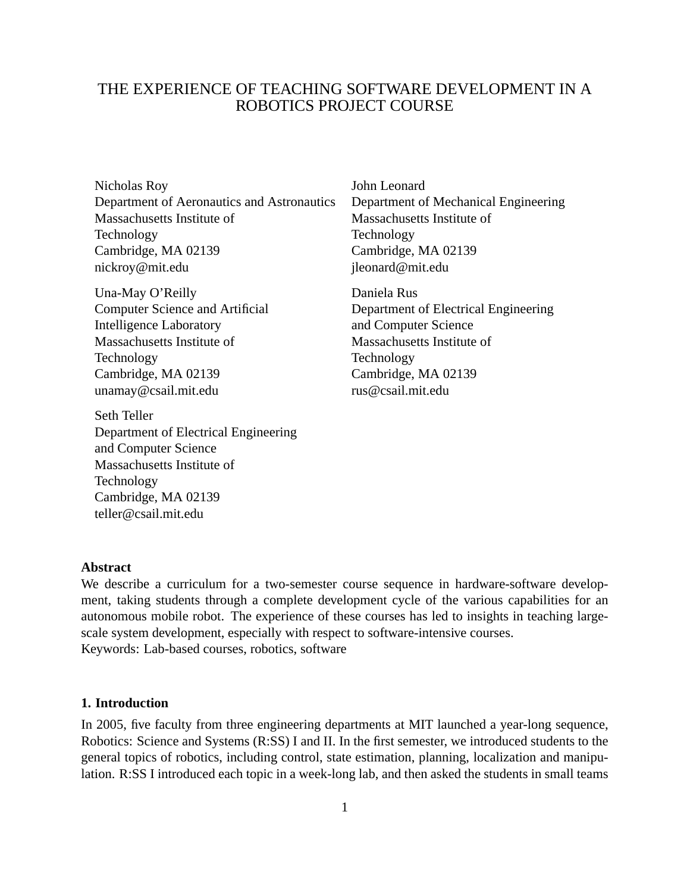# THE EXPERIENCE OF TEACHING SOFTWARE DEVELOPMENT IN A ROBOTICS PROJECT COURSE

Nicholas Roy
Department of Aeronautics and Astronautics
Massachusetts Institute of Technology
Cambridge, MA 02139
nickroy@mit.edu

John Leonard
Department of Mechanical Engineering
Massachusetts Institute of Technology
Cambridge, MA 02139
jleonard@mit.edu

Una-May O'Reilly
Computer Science and Artificial Intelligence Laboratory
Massachusetts Institute of Technology
Cambridge, MA 02139
unamay@csail.mit.edu

Daniela Rus
Department of Electrical Engineering and Computer Science
Massachusetts Institute of Technology
Cambridge, MA 02139
rus@csail.mit.edu

Seth Teller
Department of Electrical Engineering and Computer Science
Massachusetts Institute of Technology
Cambridge, MA 02139
teller@csail.mit.edu

**Abstract**

We describe a curriculum for a two-semester course sequence in hardware-software development, taking students through a complete development cycle of the various capabilities for an autonomous mobile robot. The experience of these courses has led to insights in teaching large-scale system development, especially with respect to software-intensive courses.

Keywords: Lab-based courses, robotics, software

## 1. Introduction

In 2005, five faculty from three engineering departments at MIT launched a year-long sequence, Robotics: Science and Systems (R:SS) I and II. In the first semester, we introduced students to the general topics of robotics, including control, state estimation, planning, localization and manipulation. R:SS I introduced each topic in a week-long lab, and then asked the students in small teams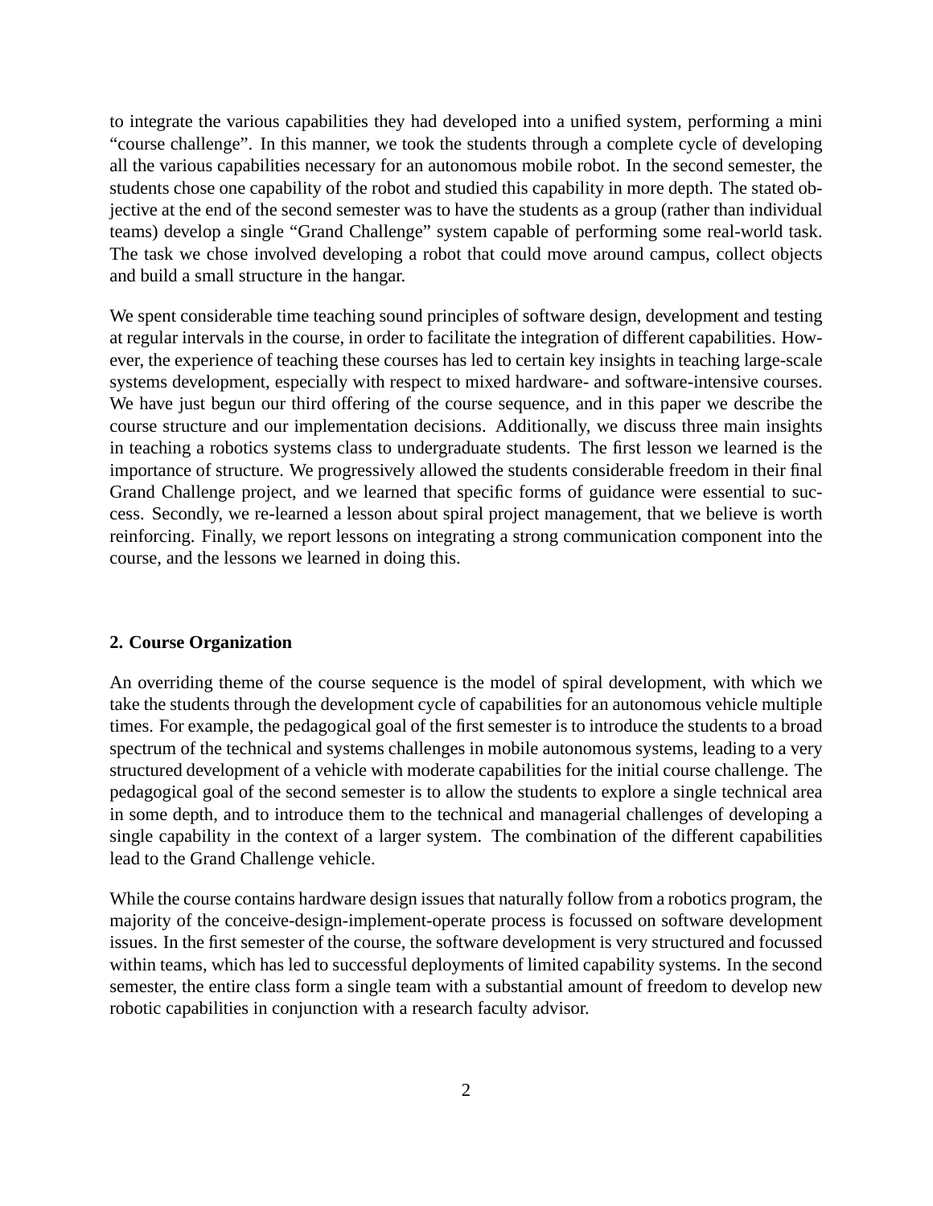to integrate the various capabilities they had developed into a unified system, performing a mini "course challenge". In this manner, we took the students through a complete cycle of developing all the various capabilities necessary for an autonomous mobile robot. In the second semester, the students chose one capability of the robot and studied this capability in more depth. The stated objective at the end of the second semester was to have the students as a group (rather than individual teams) develop a single "Grand Challenge" system capable of performing some real-world task. The task we chose involved developing a robot that could move around campus, collect objects and build a small structure in the hangar.

We spent considerable time teaching sound principles of software design, development and testing at regular intervals in the course, in order to facilitate the integration of different capabilities. However, the experience of teaching these courses has led to certain key insights in teaching large-scale systems development, especially with respect to mixed hardware- and software-intensive courses. We have just begun our third offering of the course sequence, and in this paper we describe the course structure and our implementation decisions. Additionally, we discuss three main insights in teaching a robotics systems class to undergraduate students. The first lesson we learned is the importance of structure. We progressively allowed the students considerable freedom in their final Grand Challenge project, and we learned that specific forms of guidance were essential to success. Secondly, we re-learned a lesson about spiral project management, that we believe is worth reinforcing. Finally, we report lessons on integrating a strong communication component into the course, and the lessons we learned in doing this.

## 2. Course Organization

An overriding theme of the course sequence is the model of spiral development, with which we take the students through the development cycle of capabilities for an autonomous vehicle multiple times. For example, the pedagogical goal of the first semester is to introduce the students to a broad spectrum of the technical and systems challenges in mobile autonomous systems, leading to a very structured development of a vehicle with moderate capabilities for the initial course challenge. The pedagogical goal of the second semester is to allow the students to explore a single technical area in some depth, and to introduce them to the technical and managerial challenges of developing a single capability in the context of a larger system. The combination of the different capabilities lead to the Grand Challenge vehicle.

While the course contains hardware design issues that naturally follow from a robotics program, the majority of the conceive-design-implement-operate process is focussed on software development issues. In the first semester of the course, the software development is very structured and focussed within teams, which has led to successful deployments of limited capability systems. In the second semester, the entire class form a single team with a substantial amount of freedom to develop new robotic capabilities in conjunction with a research faculty advisor.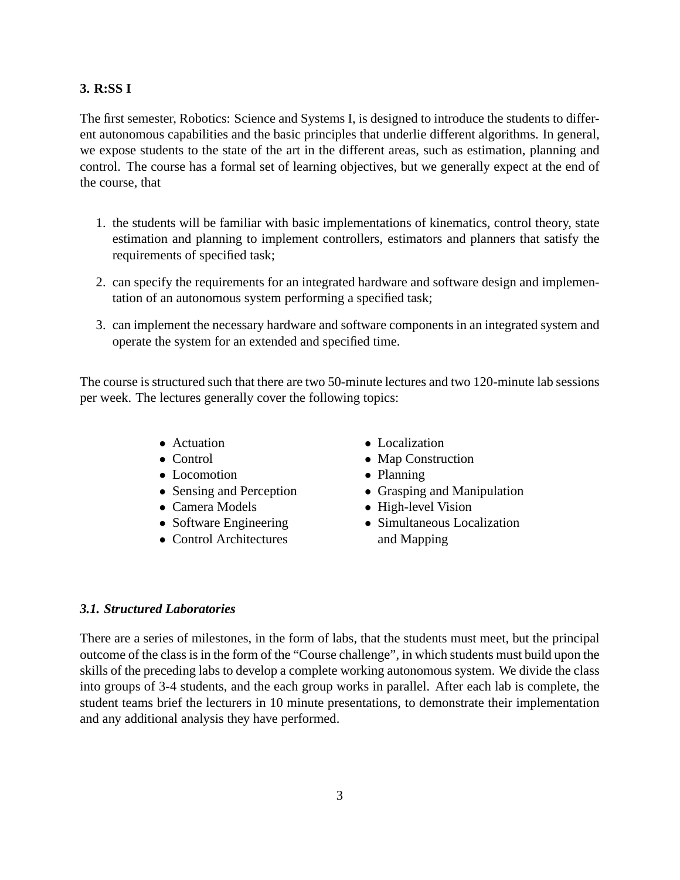## 3. R:SS I

The first semester, Robotics: Science and Systems I, is designed to introduce the students to different autonomous capabilities and the basic principles that underlie different algorithms. In general, we expose students to the state of the art in the different areas, such as estimation, planning and control. The course has a formal set of learning objectives, but we generally expect at the end of the course, that

1. the students will be familiar with basic implementations of kinematics, control theory, state estimation and planning to implement controllers, estimators and planners that satisfy the requirements of specified task;
2. can specify the requirements for an integrated hardware and software design and implementation of an autonomous system performing a specified task;
3. can implement the necessary hardware and software components in an integrated system and operate the system for an extended and specified time.

The course is structured such that there are two 50-minute lectures and two 120-minute lab sessions per week. The lectures generally cover the following topics:

- Actuation
- Control
- Locomotion
- Sensing and Perception
- Camera Models
- Software Engineering
- Control Architectures
- Localization
- Map Construction
- Planning
- Grasping and Manipulation
- High-level Vision
- Simultaneous Localization and Mapping

### *3.1. Structured Laboratories*

There are a series of milestones, in the form of labs, that the students must meet, but the principal outcome of the class is in the form of the "Course challenge", in which students must build upon the skills of the preceding labs to develop a complete working autonomous system. We divide the class into groups of 3-4 students, and the each group works in parallel. After each lab is complete, the student teams brief the lecturers in 10 minute presentations, to demonstrate their implementation and any additional analysis they have performed.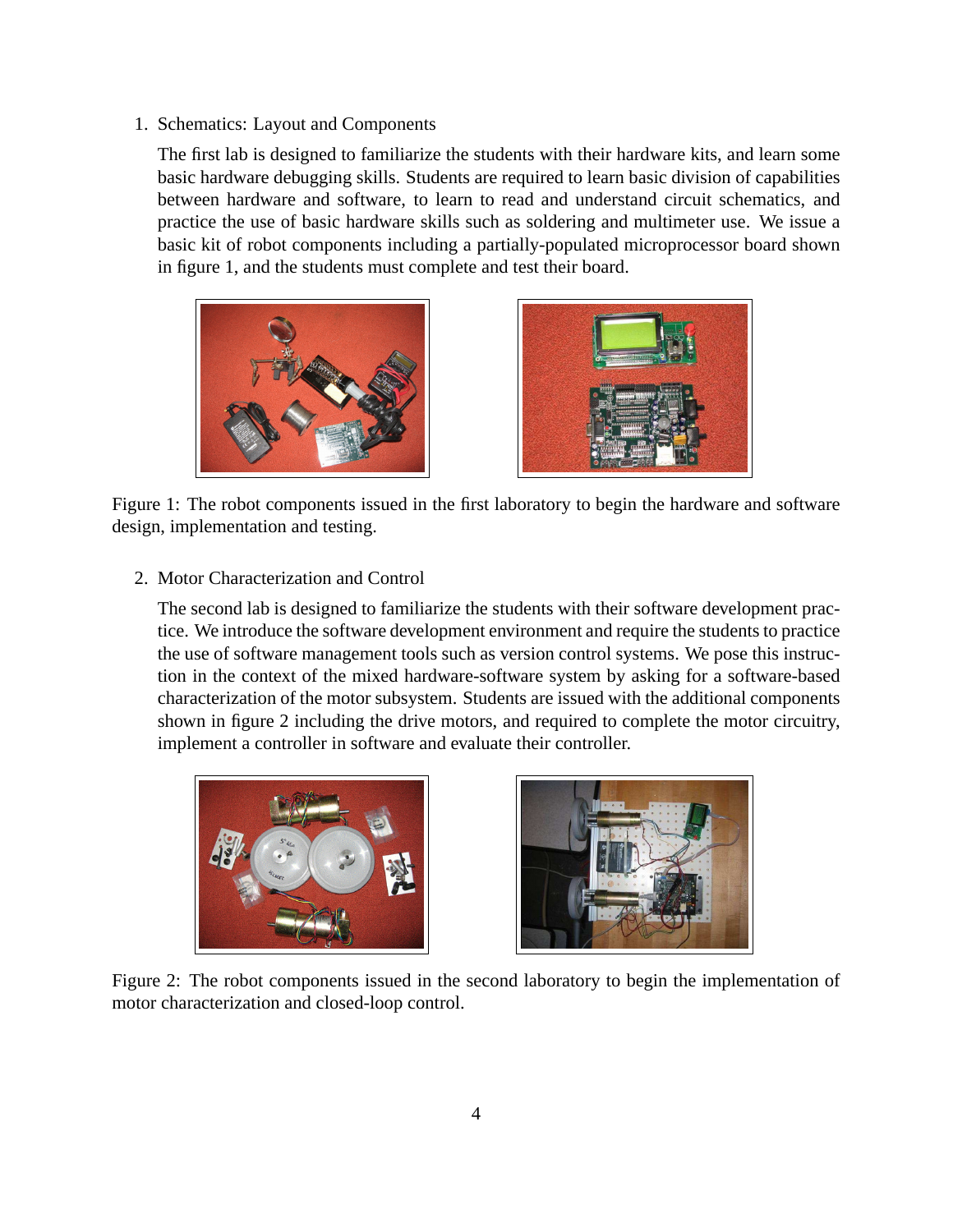1. Schematics: Layout and Components

   The first lab is designed to familiarize the students with their hardware kits, and learn some basic hardware debugging skills. Students are required to learn basic division of capabilities between hardware and software, to learn to read and understand circuit schematics, and practice the use of basic hardware skills such as soldering and multimeter use. We issue a basic kit of robot components including a partially-populated microprocessor board shown in figure 1, and the students must complete and test their board.

Figure 1: The robot components issued in the first laboratory to begin the hardware and software design, implementation and testing.

2. Motor Characterization and Control

   The second lab is designed to familiarize the students with their software development practice. We introduce the software development environment and require the students to practice the use of software management tools such as version control systems. We pose this instruction in the context of the mixed hardware-software system by asking for a software-based characterization of the motor subsystem. Students are issued with the additional components shown in figure 2 including the drive motors, and required to complete the motor circuitry, implement a controller in software and evaluate their controller.

Figure 2: The robot components issued in the second laboratory to begin the implementation of motor characterization and closed-loop control.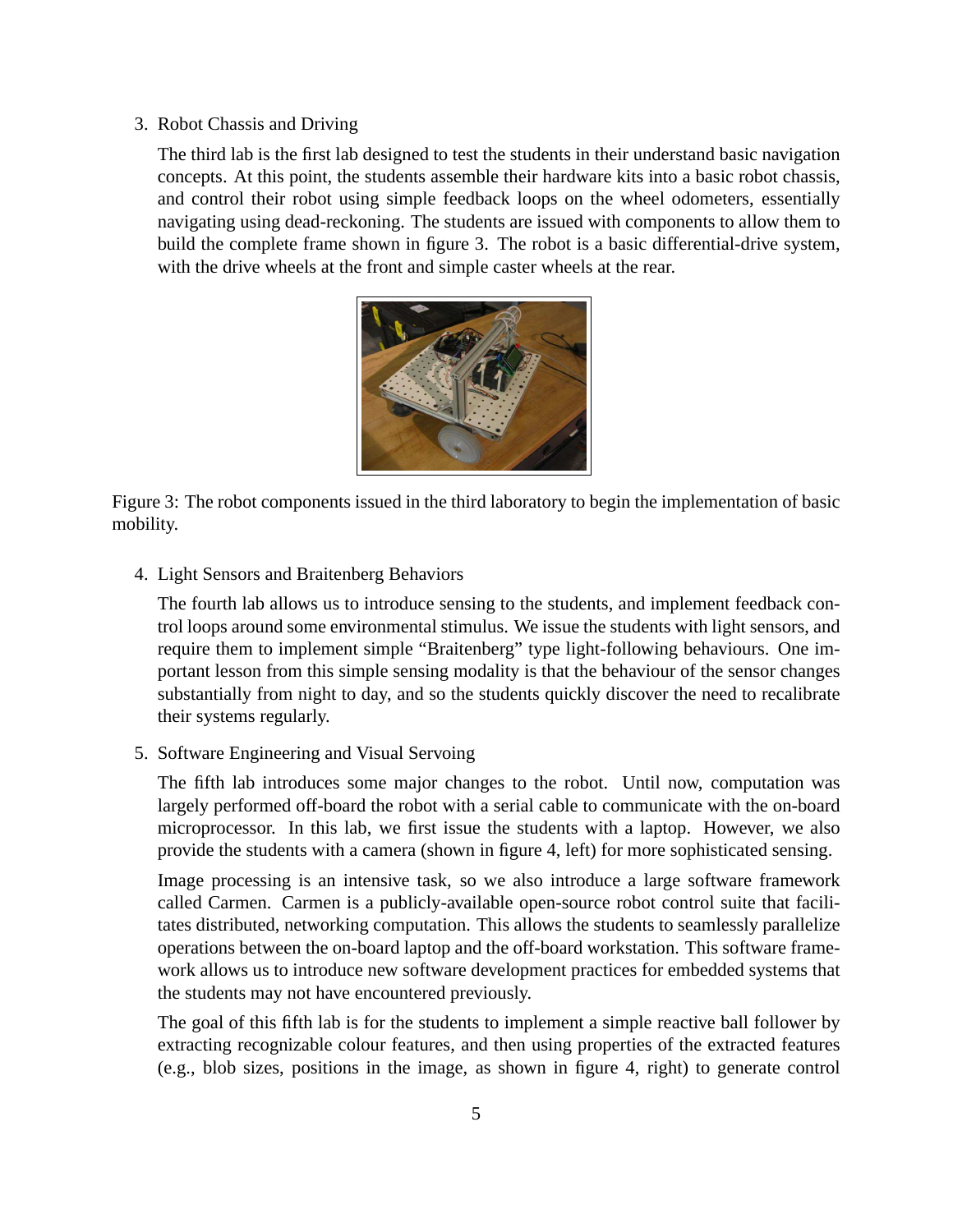3. Robot Chassis and Driving

   The third lab is the first lab designed to test the students in their understand basic navigation concepts. At this point, the students assemble their hardware kits into a basic robot chassis, and control their robot using simple feedback loops on the wheel odometers, essentially navigating using dead-reckoning. The students are issued with components to allow them to build the complete frame shown in figure 3. The robot is a basic differential-drive system, with the drive wheels at the front and simple caster wheels at the rear.

Figure 3: The robot components issued in the third laboratory to begin the implementation of basic mobility.

4. Light Sensors and Braitenberg Behaviors

   The fourth lab allows us to introduce sensing to the students, and implement feedback control loops around some environmental stimulus. We issue the students with light sensors, and require them to implement simple "Braitenberg" type light-following behaviours. One important lesson from this simple sensing modality is that the behaviour of the sensor changes substantially from night to day, and so the students quickly discover the need to recalibrate their systems regularly.

5. Software Engineering and Visual Servoing

   The fifth lab introduces some major changes to the robot. Until now, computation was largely performed off-board the robot with a serial cable to communicate with the on-board microprocessor. In this lab, we first issue the students with a laptop. However, we also provide the students with a camera (shown in figure 4, left) for more sophisticated sensing.

   Image processing is an intensive task, so we also introduce a large software framework called Carmen. Carmen is a publicly-available open-source robot control suite that facilitates distributed, networking computation. This allows the students to seamlessly parallelize operations between the on-board laptop and the off-board workstation. This software framework allows us to introduce new software development practices for embedded systems that the students may not have encountered previously.

   The goal of this fifth lab is for the students to implement a simple reactive ball follower by extracting recognizable colour features, and then using properties of the extracted features (e.g., blob sizes, positions in the image, as shown in figure 4, right) to generate control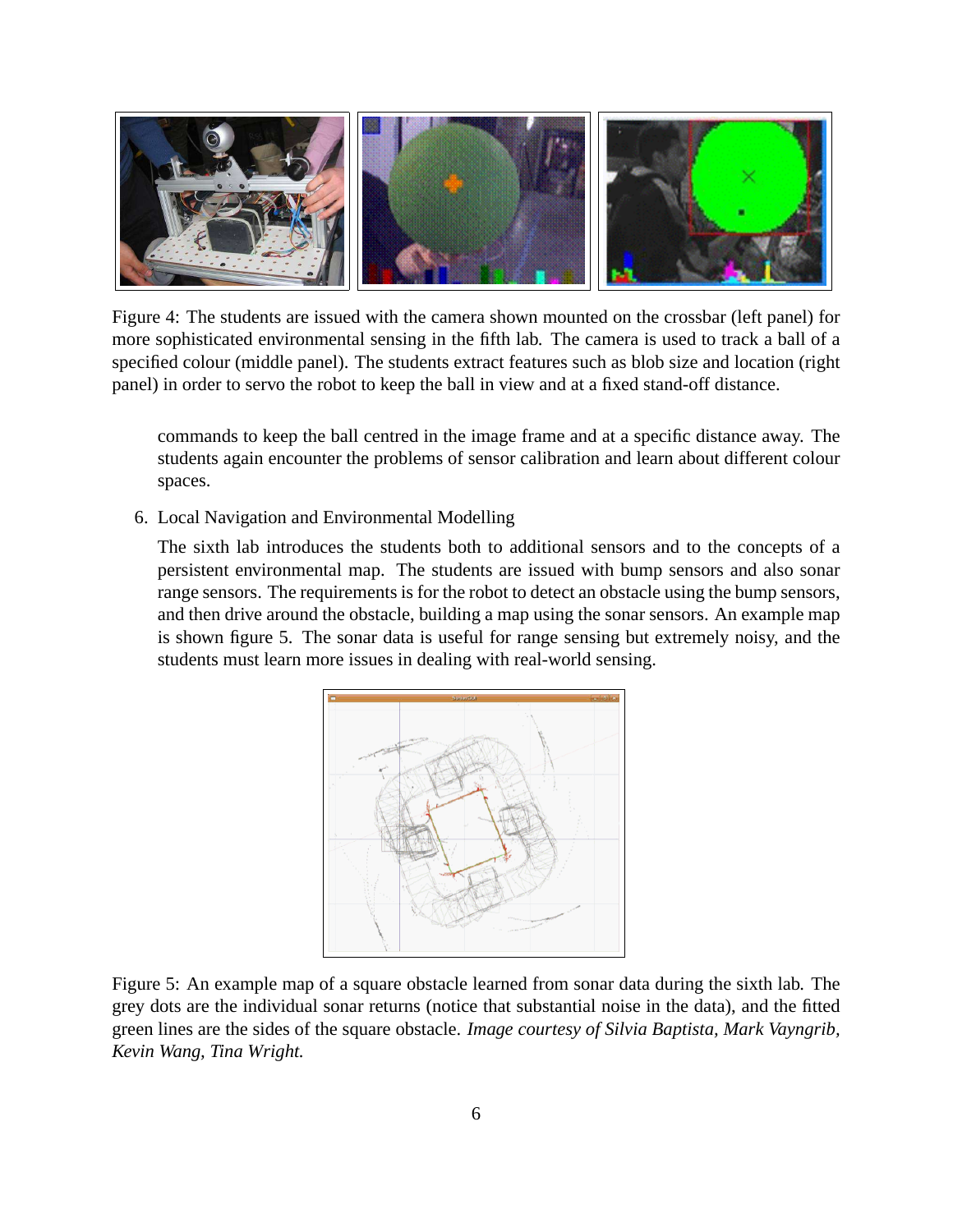Figure 4: The students are issued with the camera shown mounted on the crossbar (left panel) for more sophisticated environmental sensing in the fifth lab. The camera is used to track a ball of a specified colour (middle panel). The students extract features such as blob size and location (right panel) in order to servo the robot to keep the ball in view and at a fixed stand-off distance.

commands to keep the ball centred in the image frame and at a specific distance away. The students again encounter the problems of sensor calibration and learn about different colour spaces.

6. Local Navigation and Environmental Modelling

   The sixth lab introduces the students both to additional sensors and to the concepts of a persistent environmental map. The students are issued with bump sensors and also sonar range sensors. The requirements is for the robot to detect an obstacle using the bump sensors, and then drive around the obstacle, building a map using the sonar sensors. An example map is shown figure 5. The sonar data is useful for range sensing but extremely noisy, and the students must learn more issues in dealing with real-world sensing.

Figure 5: An example map of a square obstacle learned from sonar data during the sixth lab. The grey dots are the individual sonar returns (notice that substantial noise in the data), and the fitted green lines are the sides of the square obstacle. *Image courtesy of Silvia Baptista, Mark Vayngrib, Kevin Wang, Tina Wright.*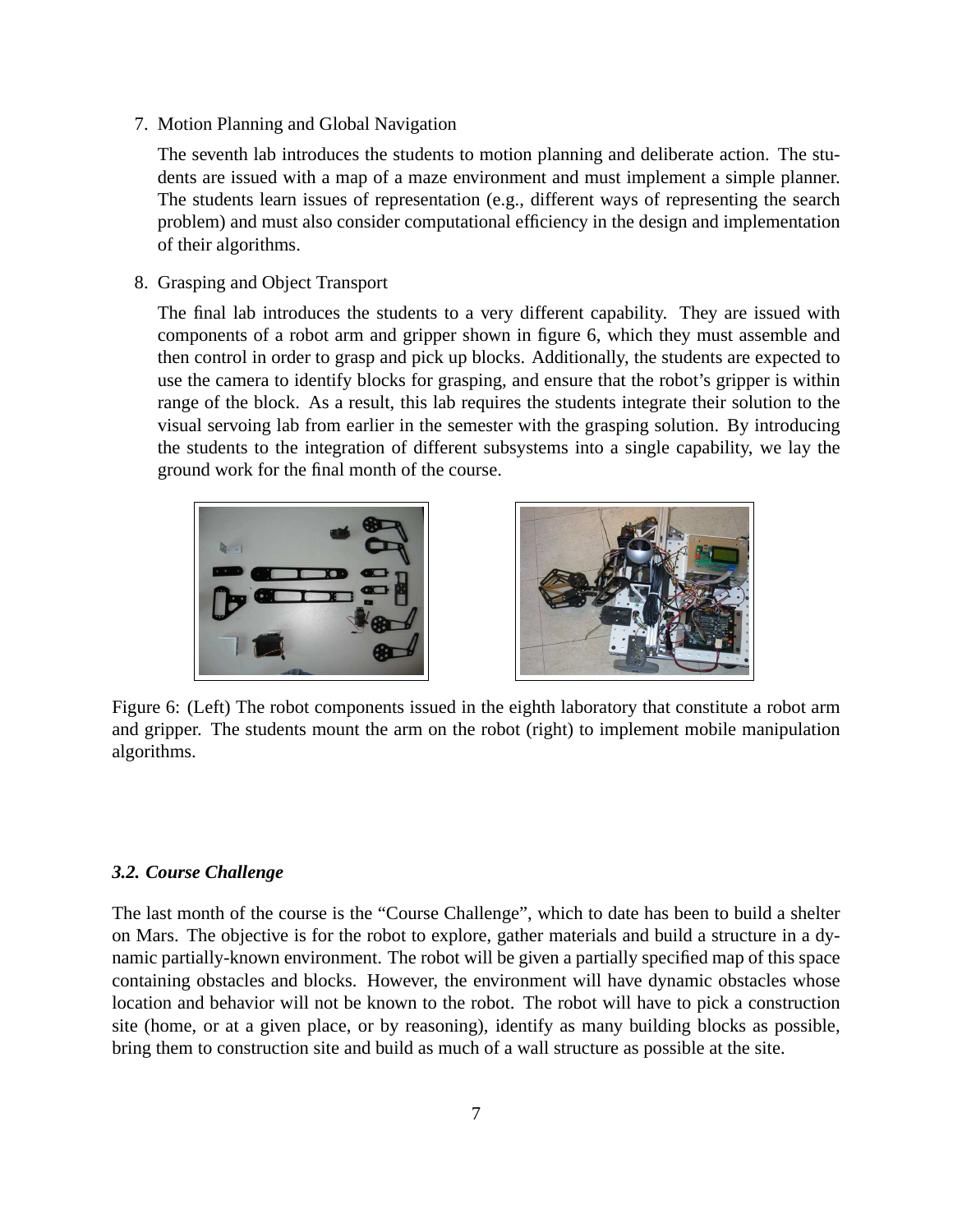7. Motion Planning and Global Navigation

   The seventh lab introduces the students to motion planning and deliberate action. The students are issued with a map of a maze environment and must implement a simple planner. The students learn issues of representation (e.g., different ways of representing the search problem) and must also consider computational efficiency in the design and implementation of their algorithms.

8. Grasping and Object Transport

   The final lab introduces the students to a very different capability. They are issued with components of a robot arm and gripper shown in figure 6, which they must assemble and then control in order to grasp and pick up blocks. Additionally, the students are expected to use the camera to identify blocks for grasping, and ensure that the robot's gripper is within range of the block. As a result, this lab requires the students integrate their solution to the visual servoing lab from earlier in the semester with the grasping solution. By introducing the students to the integration of different subsystems into a single capability, we lay the ground work for the final month of the course.

Figure 6: (Left) The robot components issued in the eighth laboratory that constitute a robot arm and gripper. The students mount the arm on the robot (right) to implement mobile manipulation algorithms.

### *3.2. Course Challenge*

The last month of the course is the "Course Challenge", which to date has been to build a shelter on Mars. The objective is for the robot to explore, gather materials and build a structure in a dynamic partially-known environment. The robot will be given a partially specified map of this space containing obstacles and blocks. However, the environment will have dynamic obstacles whose location and behavior will not be known to the robot. The robot will have to pick a construction site (home, or at a given place, or by reasoning), identify as many building blocks as possible, bring them to construction site and build as much of a wall structure as possible at the site.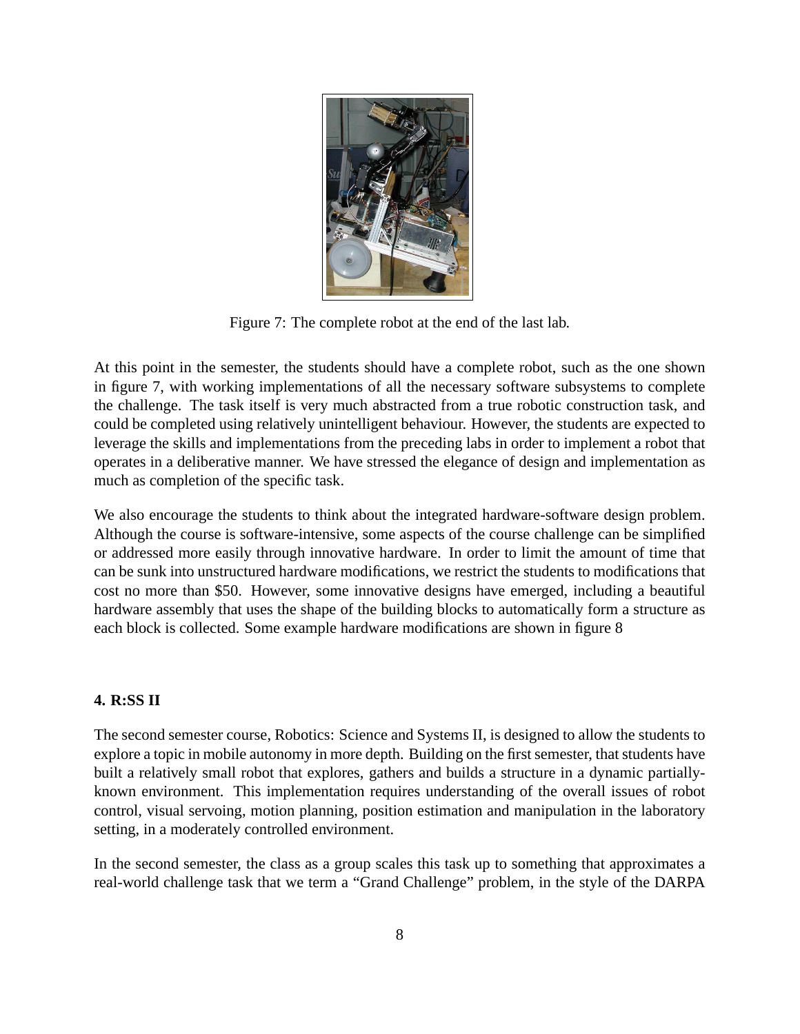Figure 7: The complete robot at the end of the last lab.

At this point in the semester, the students should have a complete robot, such as the one shown in figure 7, with working implementations of all the necessary software subsystems to complete the challenge. The task itself is very much abstracted from a true robotic construction task, and could be completed using relatively unintelligent behaviour. However, the students are expected to leverage the skills and implementations from the preceding labs in order to implement a robot that operates in a deliberative manner. We have stressed the elegance of design and implementation as much as completion of the specific task.

We also encourage the students to think about the integrated hardware-software design problem. Although the course is software-intensive, some aspects of the course challenge can be simplified or addressed more easily through innovative hardware. In order to limit the amount of time that can be sunk into unstructured hardware modifications, we restrict the students to modifications that cost no more than $50. However, some innovative designs have emerged, including a beautiful hardware assembly that uses the shape of the building blocks to automatically form a structure as each block is collected. Some example hardware modifications are shown in figure 8

## 4. R:SS II

The second semester course, Robotics: Science and Systems II, is designed to allow the students to explore a topic in mobile autonomy in more depth. Building on the first semester, that students have built a relatively small robot that explores, gathers and builds a structure in a dynamic partially-known environment. This implementation requires understanding of the overall issues of robot control, visual servoing, motion planning, position estimation and manipulation in the laboratory setting, in a moderately controlled environment.

In the second semester, the class as a group scales this task up to something that approximates a real-world challenge task that we term a "Grand Challenge" problem, in the style of the DARPA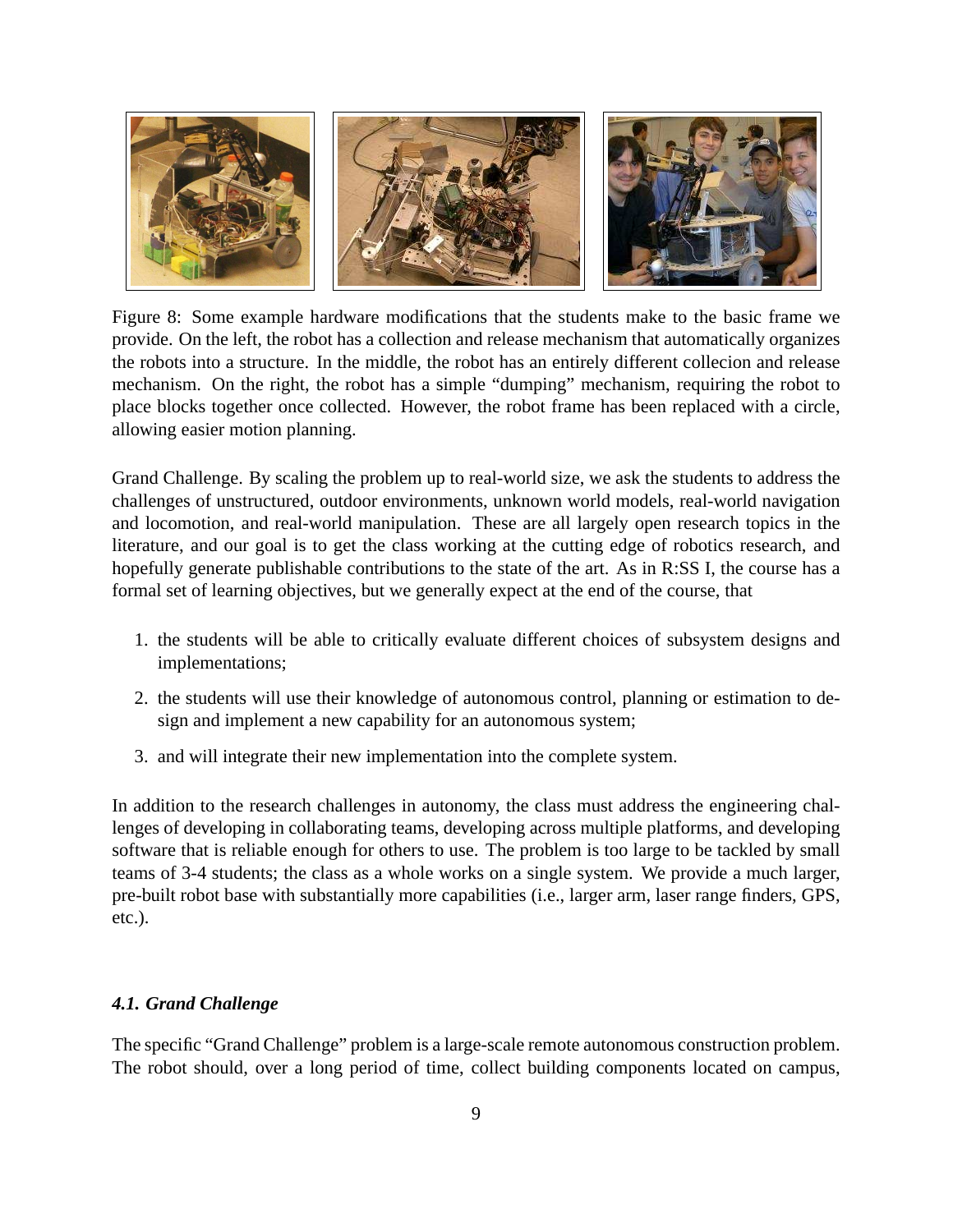Figure 8: Some example hardware modifications that the students make to the basic frame we provide. On the left, the robot has a collection and release mechanism that automatically organizes the robots into a structure. In the middle, the robot has an entirely different collecion and release mechanism. On the right, the robot has a simple "dumping" mechanism, requiring the robot to place blocks together once collected. However, the robot frame has been replaced with a circle, allowing easier motion planning.

Grand Challenge. By scaling the problem up to real-world size, we ask the students to address the challenges of unstructured, outdoor environments, unknown world models, real-world navigation and locomotion, and real-world manipulation. These are all largely open research topics in the literature, and our goal is to get the class working at the cutting edge of robotics research, and hopefully generate publishable contributions to the state of the art. As in R:SS I, the course has a formal set of learning objectives, but we generally expect at the end of the course, that

1. the students will be able to critically evaluate different choices of subsystem designs and implementations;
2. the students will use their knowledge of autonomous control, planning or estimation to design and implement a new capability for an autonomous system;
3. and will integrate their new implementation into the complete system.

In addition to the research challenges in autonomy, the class must address the engineering challenges of developing in collaborating teams, developing across multiple platforms, and developing software that is reliable enough for others to use. The problem is too large to be tackled by small teams of 3-4 students; the class as a whole works on a single system. We provide a much larger, pre-built robot base with substantially more capabilities (i.e., larger arm, laser range finders, GPS, etc.).

### *4.1. Grand Challenge*

The specific "Grand Challenge" problem is a large-scale remote autonomous construction problem. The robot should, over a long period of time, collect building components located on campus,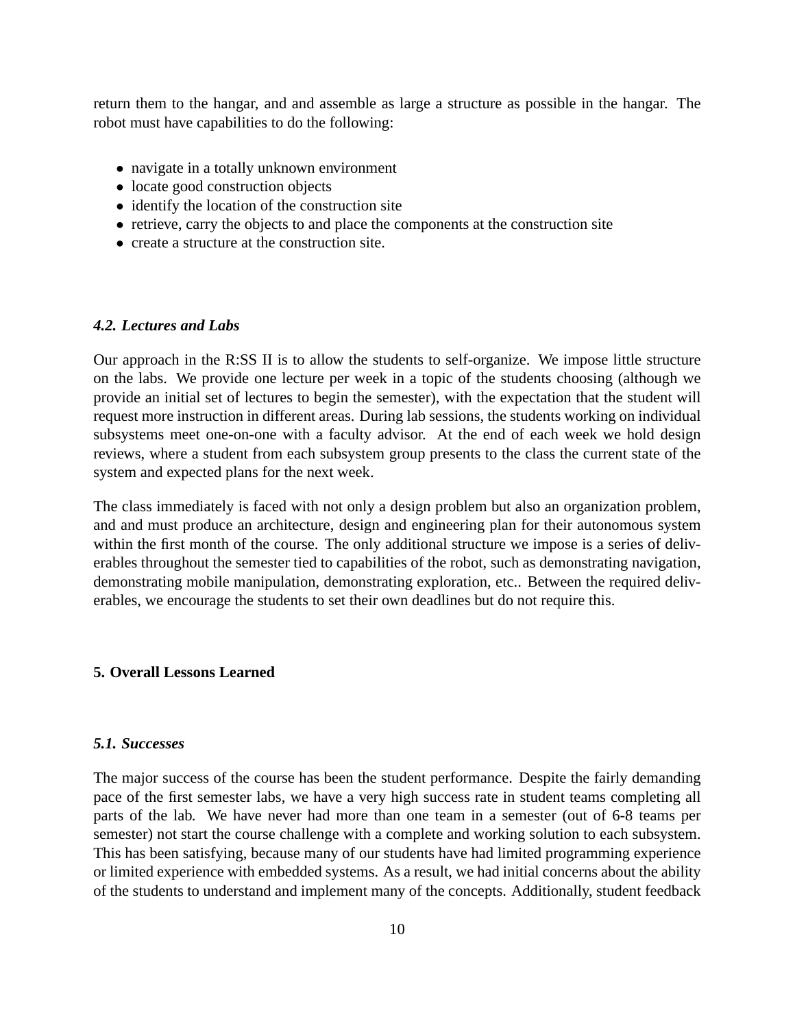return them to the hangar, and and assemble as large a structure as possible in the hangar. The robot must have capabilities to do the following:

- navigate in a totally unknown environment
- locate good construction objects
- identify the location of the construction site
- retrieve, carry the objects to and place the components at the construction site
- create a structure at the construction site.

### *4.2. Lectures and Labs*

Our approach in the R:SS II is to allow the students to self-organize. We impose little structure on the labs. We provide one lecture per week in a topic of the students choosing (although we provide an initial set of lectures to begin the semester), with the expectation that the student will request more instruction in different areas. During lab sessions, the students working on individual subsystems meet one-on-one with a faculty advisor. At the end of each week we hold design reviews, where a student from each subsystem group presents to the class the current state of the system and expected plans for the next week.

The class immediately is faced with not only a design problem but also an organization problem, and and must produce an architecture, design and engineering plan for their autonomous system within the first month of the course. The only additional structure we impose is a series of deliverables throughout the semester tied to capabilities of the robot, such as demonstrating navigation, demonstrating mobile manipulation, demonstrating exploration, etc.. Between the required deliverables, we encourage the students to set their own deadlines but do not require this.

## 5. Overall Lessons Learned

### *5.1. Successes*

The major success of the course has been the student performance. Despite the fairly demanding pace of the first semester labs, we have a very high success rate in student teams completing all parts of the lab. We have never had more than one team in a semester (out of 6-8 teams per semester) not start the course challenge with a complete and working solution to each subsystem. This has been satisfying, because many of our students have had limited programming experience or limited experience with embedded systems. As a result, we had initial concerns about the ability of the students to understand and implement many of the concepts. Additionally, student feedback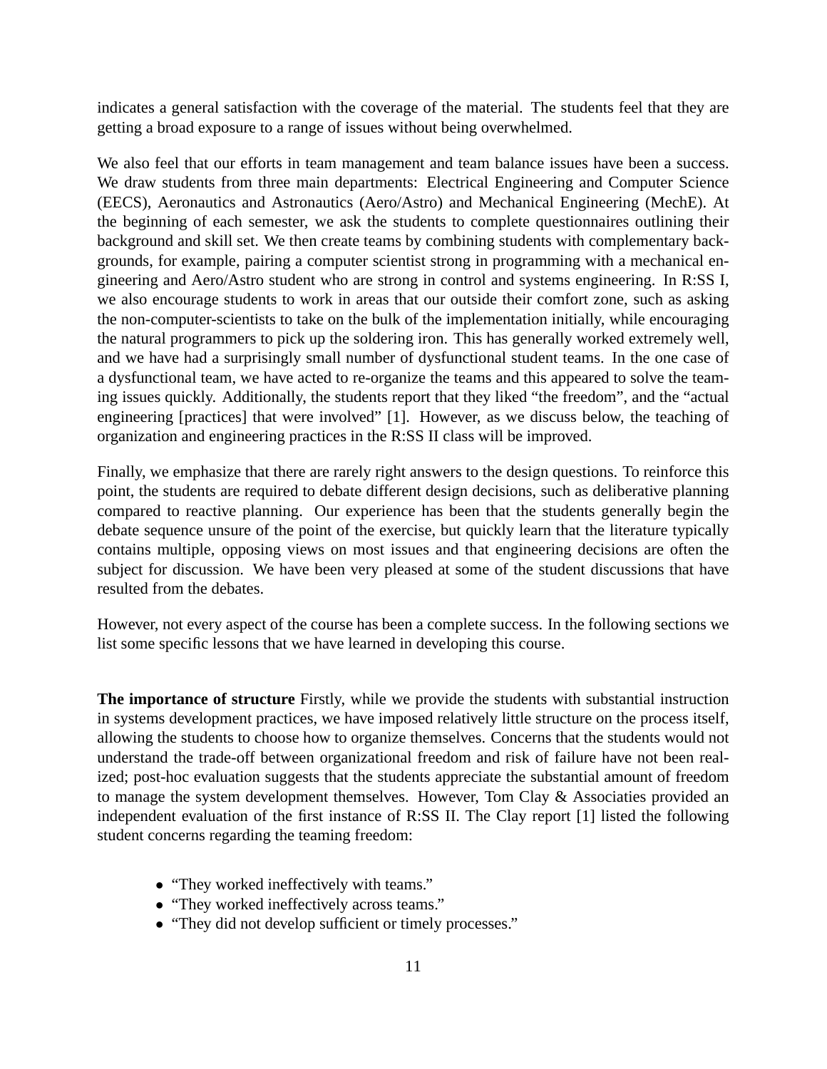indicates a general satisfaction with the coverage of the material. The students feel that they are getting a broad exposure to a range of issues without being overwhelmed.

We also feel that our efforts in team management and team balance issues have been a success. We draw students from three main departments: Electrical Engineering and Computer Science (EECS), Aeronautics and Astronautics (Aero/Astro) and Mechanical Engineering (MechE). At the beginning of each semester, we ask the students to complete questionnaires outlining their background and skill set. We then create teams by combining students with complementary backgrounds, for example, pairing a computer scientist strong in programming with a mechanical engineering and Aero/Astro student who are strong in control and systems engineering. In R:SS I, we also encourage students to work in areas that our outside their comfort zone, such as asking the non-computer-scientists to take on the bulk of the implementation initially, while encouraging the natural programmers to pick up the soldering iron. This has generally worked extremely well, and we have had a surprisingly small number of dysfunctional student teams. In the one case of a dysfunctional team, we have acted to re-organize the teams and this appeared to solve the teaming issues quickly. Additionally, the students report that they liked "the freedom", and the "actual engineering [practices] that were involved" [1]. However, as we discuss below, the teaching of organization and engineering practices in the R:SS II class will be improved.

Finally, we emphasize that there are rarely right answers to the design questions. To reinforce this point, the students are required to debate different design decisions, such as deliberative planning compared to reactive planning. Our experience has been that the students generally begin the debate sequence unsure of the point of the exercise, but quickly learn that the literature typically contains multiple, opposing views on most issues and that engineering decisions are often the subject for discussion. We have been very pleased at some of the student discussions that have resulted from the debates.

However, not every aspect of the course has been a complete success. In the following sections we list some specific lessons that we have learned in developing this course.

**The importance of structure** Firstly, while we provide the students with substantial instruction in systems development practices, we have imposed relatively little structure on the process itself, allowing the students to choose how to organize themselves. Concerns that the students would not understand the trade-off between organizational freedom and risk of failure have not been realized; post-hoc evaluation suggests that the students appreciate the substantial amount of freedom to manage the system development themselves. However, Tom Clay & Associaties provided an independent evaluation of the first instance of R:SS II. The Clay report [1] listed the following student concerns regarding the teaming freedom:

- "They worked ineffectively with teams."
- "They worked ineffectively across teams."
- "They did not develop sufficient or timely processes."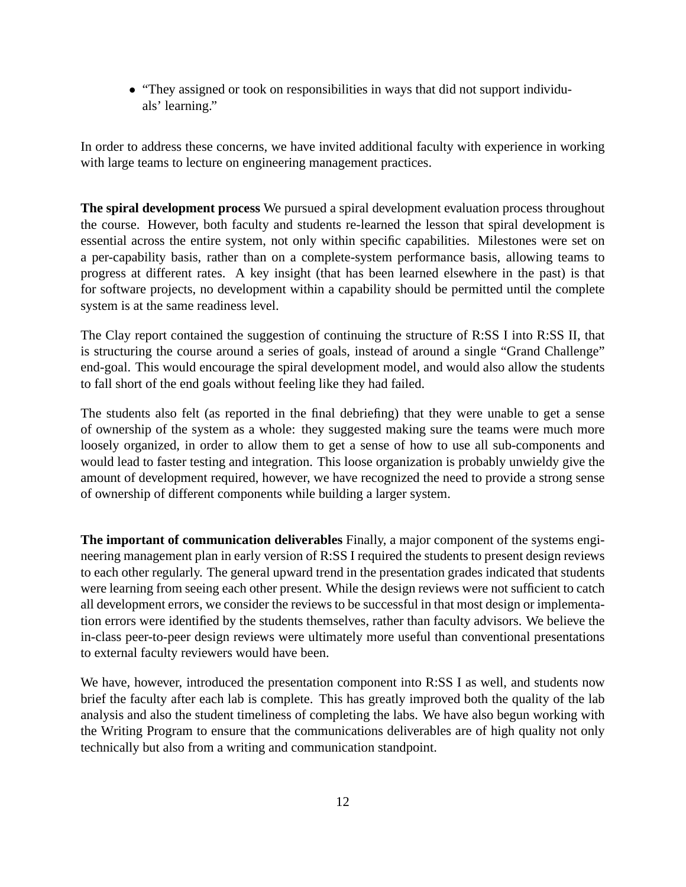- "They assigned or took on responsibilities in ways that did not support individuals' learning."

In order to address these concerns, we have invited additional faculty with experience in working with large teams to lecture on engineering management practices.

**The spiral development process** We pursued a spiral development evaluation process throughout the course. However, both faculty and students re-learned the lesson that spiral development is essential across the entire system, not only within specific capabilities. Milestones were set on a per-capability basis, rather than on a complete-system performance basis, allowing teams to progress at different rates. A key insight (that has been learned elsewhere in the past) is that for software projects, no development within a capability should be permitted until the complete system is at the same readiness level.

The Clay report contained the suggestion of continuing the structure of R:SS I into R:SS II, that is structuring the course around a series of goals, instead of around a single "Grand Challenge" end-goal. This would encourage the spiral development model, and would also allow the students to fall short of the end goals without feeling like they had failed.

The students also felt (as reported in the final debriefing) that they were unable to get a sense of ownership of the system as a whole: they suggested making sure the teams were much more loosely organized, in order to allow them to get a sense of how to use all sub-components and would lead to faster testing and integration. This loose organization is probably unwieldy give the amount of development required, however, we have recognized the need to provide a strong sense of ownership of different components while building a larger system.

**The important of communication deliverables** Finally, a major component of the systems engineering management plan in early version of R:SS I required the students to present design reviews to each other regularly. The general upward trend in the presentation grades indicated that students were learning from seeing each other present. While the design reviews were not sufficient to catch all development errors, we consider the reviews to be successful in that most design or implementation errors were identified by the students themselves, rather than faculty advisors. We believe the in-class peer-to-peer design reviews were ultimately more useful than conventional presentations to external faculty reviewers would have been.

We have, however, introduced the presentation component into R:SS I as well, and students now brief the faculty after each lab is complete. This has greatly improved both the quality of the lab analysis and also the student timeliness of completing the labs. We have also begun working with the Writing Program to ensure that the communications deliverables are of high quality not only technically but also from a writing and communication standpoint.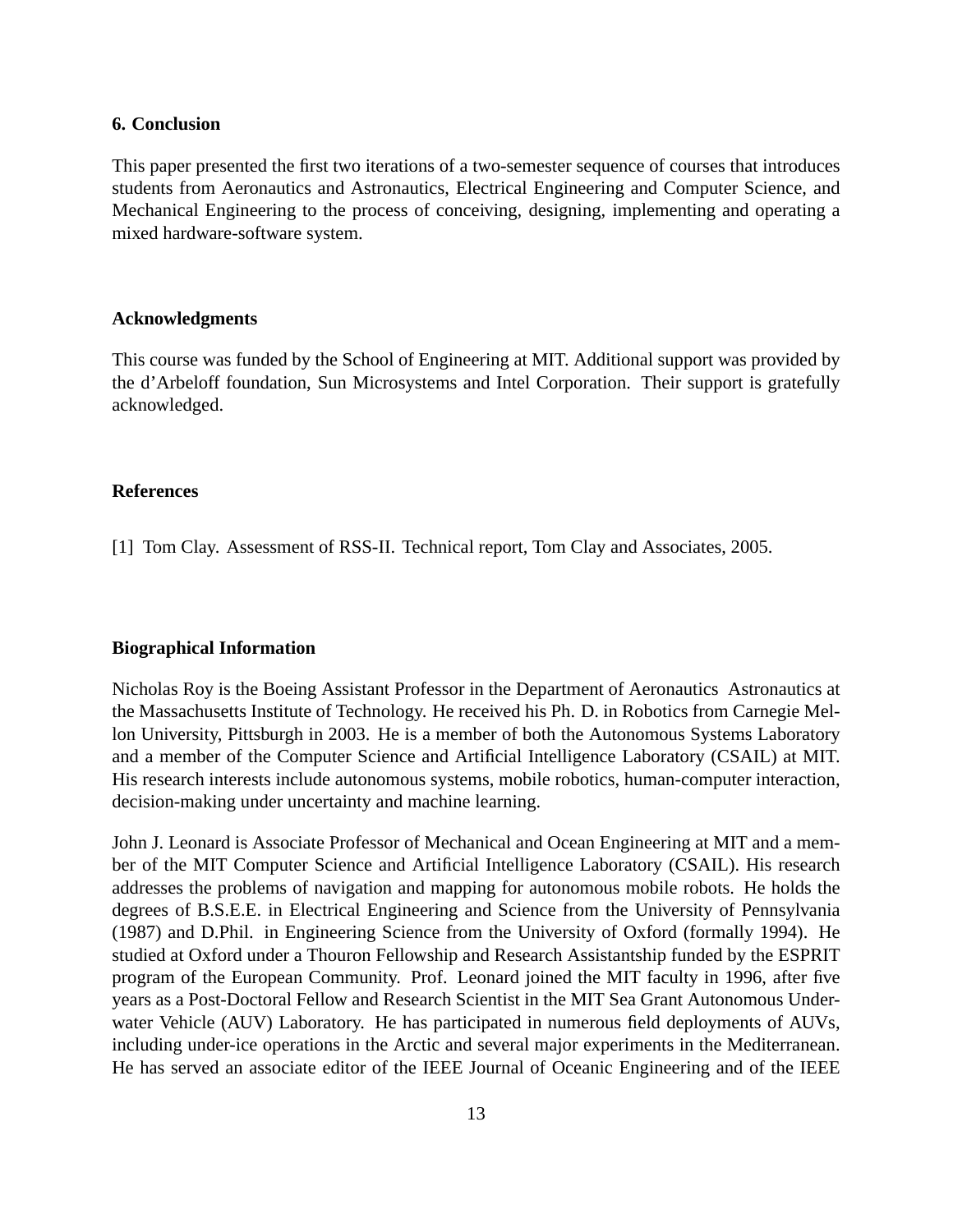## 6. Conclusion

This paper presented the first two iterations of a two-semester sequence of courses that introduces students from Aeronautics and Astronautics, Electrical Engineering and Computer Science, and Mechanical Engineering to the process of conceiving, designing, implementing and operating a mixed hardware-software system.

## Acknowledgments

This course was funded by the School of Engineering at MIT. Additional support was provided by the d'Arbeloff foundation, Sun Microsystems and Intel Corporation. Their support is gratefully acknowledged.

## References

[1] Tom Clay. Assessment of RSS-II. Technical report, Tom Clay and Associates, 2005.

## Biographical Information

Nicholas Roy is the Boeing Assistant Professor in the Department of Aeronautics Astronautics at the Massachusetts Institute of Technology. He received his Ph. D. in Robotics from Carnegie Mellon University, Pittsburgh in 2003. He is a member of both the Autonomous Systems Laboratory and a member of the Computer Science and Artificial Intelligence Laboratory (CSAIL) at MIT. His research interests include autonomous systems, mobile robotics, human-computer interaction, decision-making under uncertainty and machine learning.

John J. Leonard is Associate Professor of Mechanical and Ocean Engineering at MIT and a member of the MIT Computer Science and Artificial Intelligence Laboratory (CSAIL). His research addresses the problems of navigation and mapping for autonomous mobile robots. He holds the degrees of B.S.E.E. in Electrical Engineering and Science from the University of Pennsylvania (1987) and D.Phil. in Engineering Science from the University of Oxford (formally 1994). He studied at Oxford under a Thouron Fellowship and Research Assistantship funded by the ESPRIT program of the European Community. Prof. Leonard joined the MIT faculty in 1996, after five years as a Post-Doctoral Fellow and Research Scientist in the MIT Sea Grant Autonomous Underwater Vehicle (AUV) Laboratory. He has participated in numerous field deployments of AUVs, including under-ice operations in the Arctic and several major experiments in the Mediterranean. He has served an associate editor of the IEEE Journal of Oceanic Engineering and of the IEEE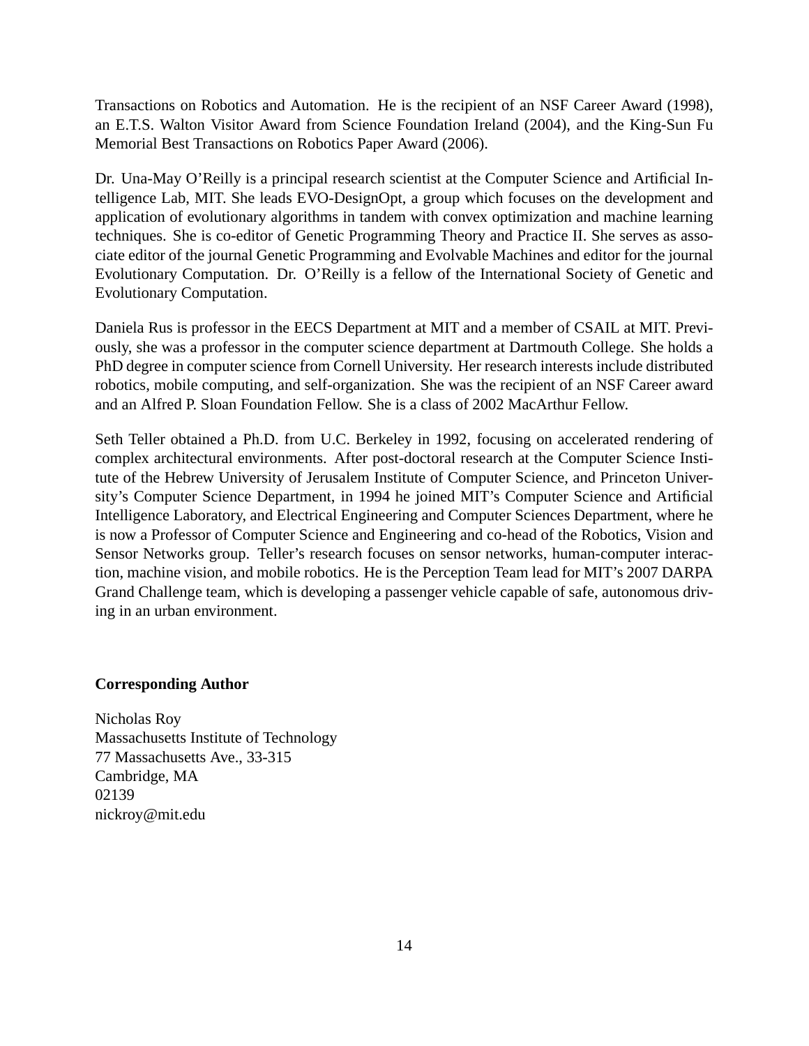Transactions on Robotics and Automation. He is the recipient of an NSF Career Award (1998), an E.T.S. Walton Visitor Award from Science Foundation Ireland (2004), and the King-Sun Fu Memorial Best Transactions on Robotics Paper Award (2006).

Dr. Una-May O'Reilly is a principal research scientist at the Computer Science and Artificial Intelligence Lab, MIT. She leads EVO-DesignOpt, a group which focuses on the development and application of evolutionary algorithms in tandem with convex optimization and machine learning techniques. She is co-editor of Genetic Programming Theory and Practice II. She serves as associate editor of the journal Genetic Programming and Evolvable Machines and editor for the journal Evolutionary Computation. Dr. O'Reilly is a fellow of the International Society of Genetic and Evolutionary Computation.

Daniela Rus is professor in the EECS Department at MIT and a member of CSAIL at MIT. Previously, she was a professor in the computer science department at Dartmouth College. She holds a PhD degree in computer science from Cornell University. Her research interests include distributed robotics, mobile computing, and self-organization. She was the recipient of an NSF Career award and an Alfred P. Sloan Foundation Fellow. She is a class of 2002 MacArthur Fellow.

Seth Teller obtained a Ph.D. from U.C. Berkeley in 1992, focusing on accelerated rendering of complex architectural environments. After post-doctoral research at the Computer Science Institute of the Hebrew University of Jerusalem Institute of Computer Science, and Princeton University's Computer Science Department, in 1994 he joined MIT's Computer Science and Artificial Intelligence Laboratory, and Electrical Engineering and Computer Sciences Department, where he is now a Professor of Computer Science and Engineering and co-head of the Robotics, Vision and Sensor Networks group. Teller's research focuses on sensor networks, human-computer interaction, machine vision, and mobile robotics. He is the Perception Team lead for MIT's 2007 DARPA Grand Challenge team, which is developing a passenger vehicle capable of safe, autonomous driving in an urban environment.

**Corresponding Author**

Nicholas Roy
Massachusetts Institute of Technology
77 Massachusetts Ave., 33-315
Cambridge, MA
02139
nickroy@mit.edu